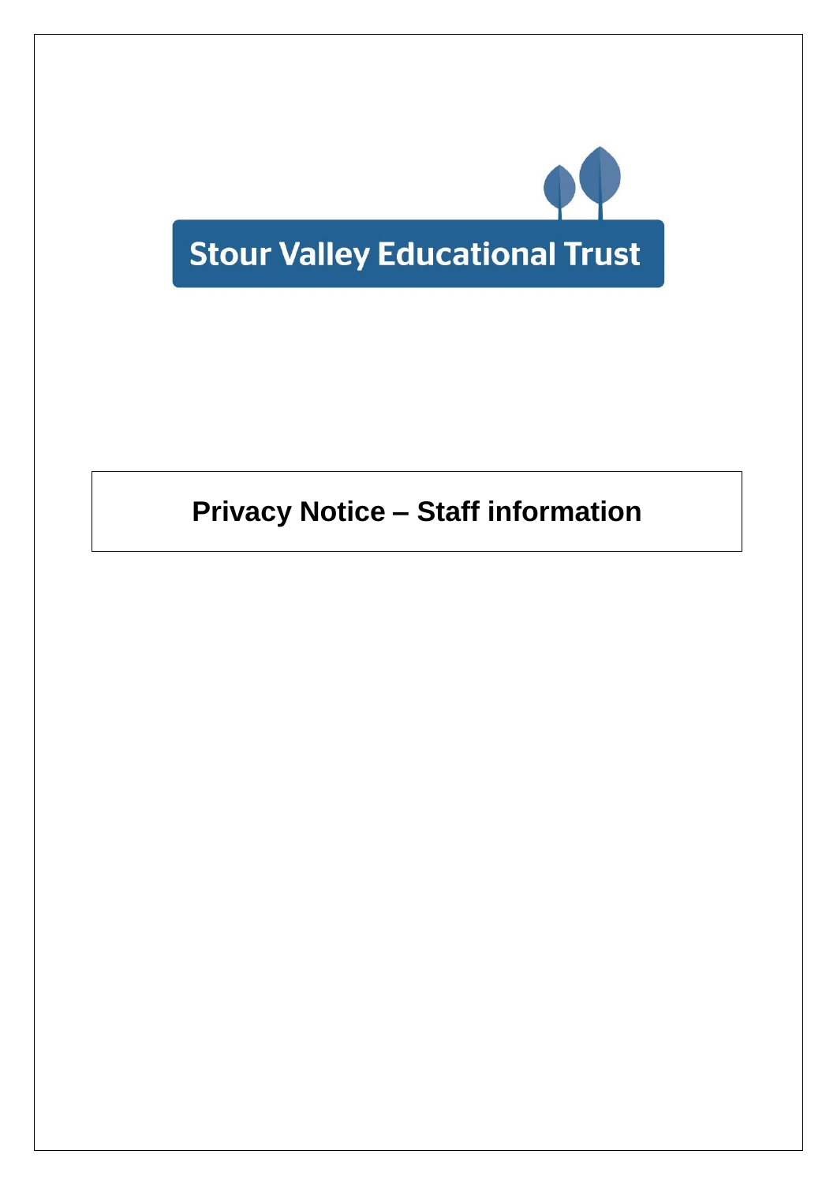Stour Valley Educational Trust

# Privacy Notice – Staff information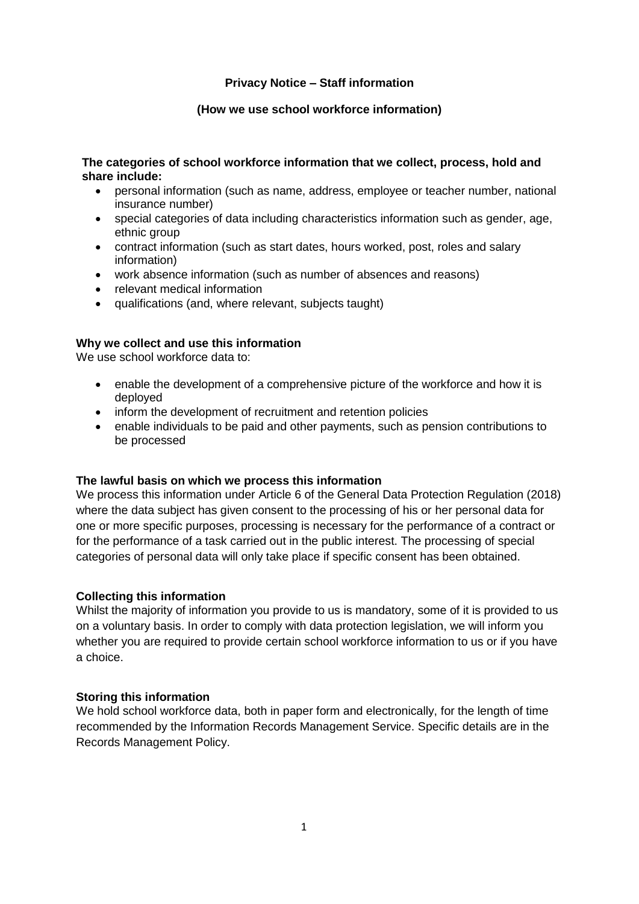**Privacy Notice – Staff information**

**(How we use school workforce information)**

**The categories of school workforce information that we collect, process, hold and share include:**

- personal information (such as name, address, employee or teacher number, national insurance number)
- special categories of data including characteristics information such as gender, age, ethnic group
- contract information (such as start dates, hours worked, post, roles and salary information)
- work absence information (such as number of absences and reasons)
- relevant medical information
- qualifications (and, where relevant, subjects taught)

**Why we collect and use this information**

We use school workforce data to:

- enable the development of a comprehensive picture of the workforce and how it is deployed
- inform the development of recruitment and retention policies
- enable individuals to be paid and other payments, such as pension contributions to be processed

**The lawful basis on which we process this information**

We process this information under Article 6 of the General Data Protection Regulation (2018) where the data subject has given consent to the processing of his or her personal data for one or more specific purposes, processing is necessary for the performance of a contract or for the performance of a task carried out in the public interest. The processing of special categories of personal data will only take place if specific consent has been obtained.

**Collecting this information**

Whilst the majority of information you provide to us is mandatory, some of it is provided to us on a voluntary basis. In order to comply with data protection legislation, we will inform you whether you are required to provide certain school workforce information to us or if you have a choice.

**Storing this information**

We hold school workforce data, both in paper form and electronically, for the length of time recommended by the Information Records Management Service. Specific details are in the Records Management Policy.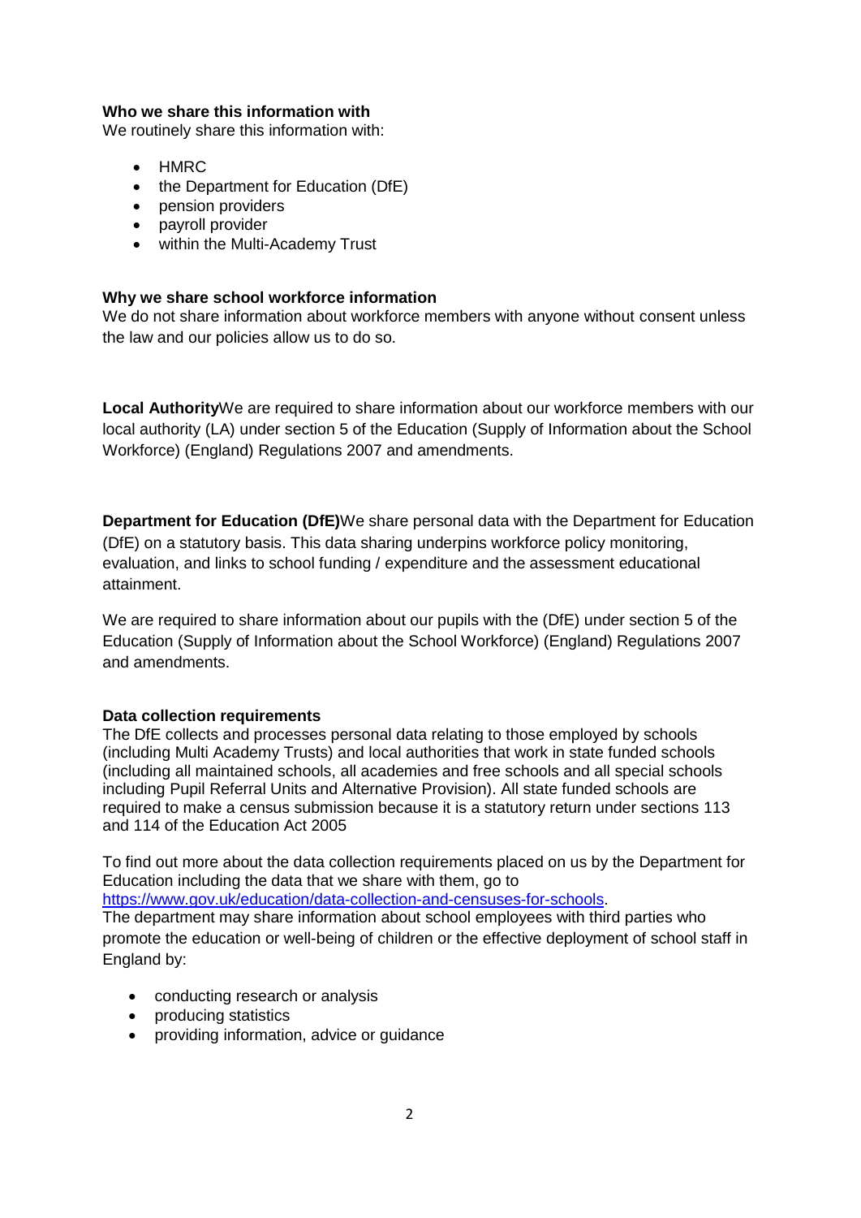**Who we share this information with**

We routinely share this information with:

- HMRC
- the Department for Education (DfE)
- pension providers
- payroll provider
- within the Multi-Academy Trust

**Why we share school workforce information**

We do not share information about workforce members with anyone without consent unless the law and our policies allow us to do so.

**Local Authority**We are required to share information about our workforce members with our local authority (LA) under section 5 of the Education (Supply of Information about the School Workforce) (England) Regulations 2007 and amendments.

**Department for Education (DfE)**We share personal data with the Department for Education (DfE) on a statutory basis. This data sharing underpins workforce policy monitoring, evaluation, and links to school funding / expenditure and the assessment educational attainment.

We are required to share information about our pupils with the (DfE) under section 5 of the Education (Supply of Information about the School Workforce) (England) Regulations 2007 and amendments.

**Data collection requirements**

The DfE collects and processes personal data relating to those employed by schools (including Multi Academy Trusts) and local authorities that work in state funded schools (including all maintained schools, all academies and free schools and all special schools including Pupil Referral Units and Alternative Provision). All state funded schools are required to make a census submission because it is a statutory return under sections 113 and 114 of the Education Act 2005

To find out more about the data collection requirements placed on us by the Department for Education including the data that we share with them, go to https://www.gov.uk/education/data-collection-and-censuses-for-schools.

The department may share information about school employees with third parties who promote the education or well-being of children or the effective deployment of school staff in England by:

- conducting research or analysis
- producing statistics
- providing information, advice or guidance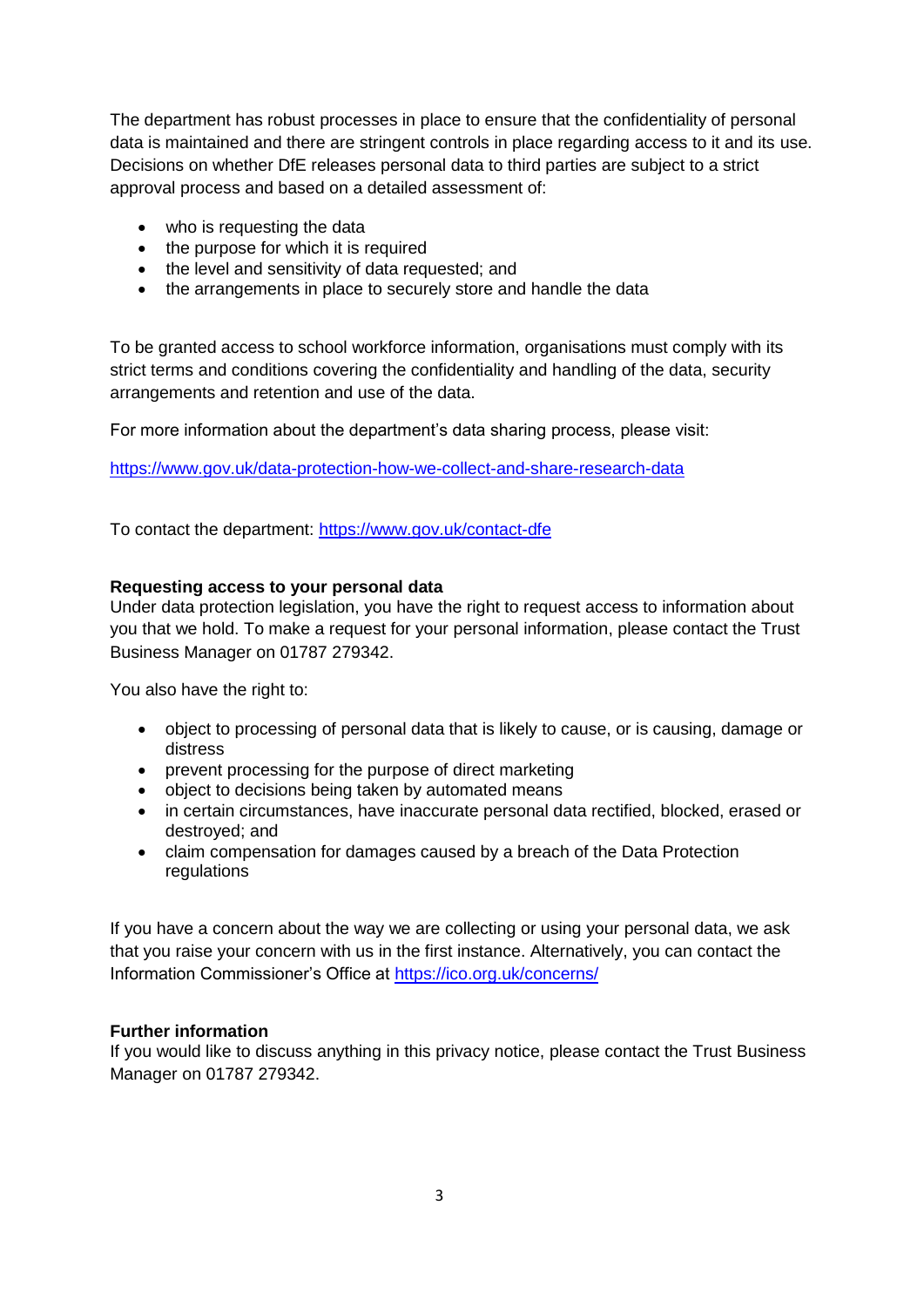The department has robust processes in place to ensure that the confidentiality of personal data is maintained and there are stringent controls in place regarding access to it and its use. Decisions on whether DfE releases personal data to third parties are subject to a strict approval process and based on a detailed assessment of:

- who is requesting the data
- the purpose for which it is required
- the level and sensitivity of data requested; and
- the arrangements in place to securely store and handle the data

To be granted access to school workforce information, organisations must comply with its strict terms and conditions covering the confidentiality and handling of the data, security arrangements and retention and use of the data.

For more information about the department's data sharing process, please visit:

https://www.gov.uk/data-protection-how-we-collect-and-share-research-data

To contact the department: https://www.gov.uk/contact-dfe

**Requesting access to your personal data**

Under data protection legislation, you have the right to request access to information about you that we hold. To make a request for your personal information, please contact the Trust Business Manager on 01787 279342.

You also have the right to:

- object to processing of personal data that is likely to cause, or is causing, damage or distress
- prevent processing for the purpose of direct marketing
- object to decisions being taken by automated means
- in certain circumstances, have inaccurate personal data rectified, blocked, erased or destroyed; and
- claim compensation for damages caused by a breach of the Data Protection regulations

If you have a concern about the way we are collecting or using your personal data, we ask that you raise your concern with us in the first instance. Alternatively, you can contact the Information Commissioner's Office at https://ico.org.uk/concerns/

**Further information**

If you would like to discuss anything in this privacy notice, please contact the Trust Business Manager on 01787 279342.